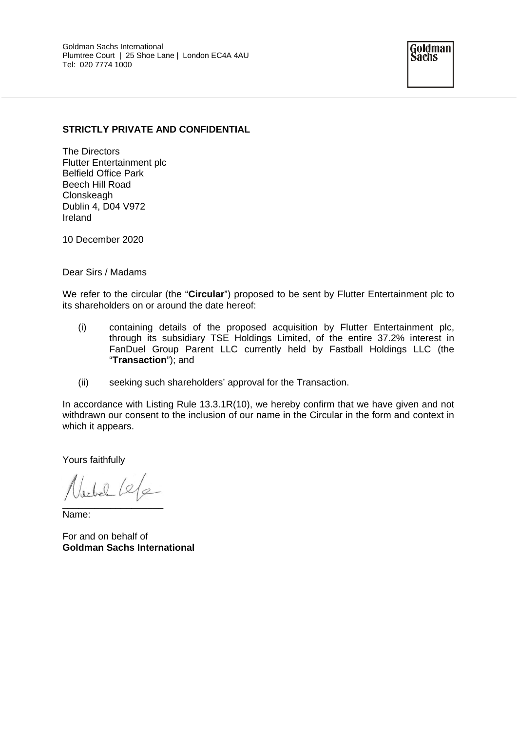Goldman Sachs International
Plumtree Court | 25 Shoe Lane | London EC4A 4AU
Tel: 020 7774 1000

Goldman Sachs

**STRICTLY PRIVATE AND CONFIDENTIAL**

The Directors
Flutter Entertainment plc
Belfield Office Park
Beech Hill Road
Clonskeagh
Dublin 4, D04 V972
Ireland

10 December 2020

Dear Sirs / Madams

We refer to the circular (the "**Circular**") proposed to be sent by Flutter Entertainment plc to its shareholders on or around the date hereof:

(i) containing details of the proposed acquisition by Flutter Entertainment plc, through its subsidiary TSE Holdings Limited, of the entire 37.2% interest in FanDuel Group Parent LLC currently held by Fastball Holdings LLC (the "**Transaction**"); and

(ii) seeking such shareholders' approval for the Transaction.

In accordance with Listing Rule 13.3.1R(10), we hereby confirm that we have given and not withdrawn our consent to the inclusion of our name in the Circular in the form and context in which it appears.

Yours faithfully

\_\_\_\_\_\_\_\_\_\_\_\_\_\_\_\_\_\_
Name:

For and on behalf of
**Goldman Sachs International**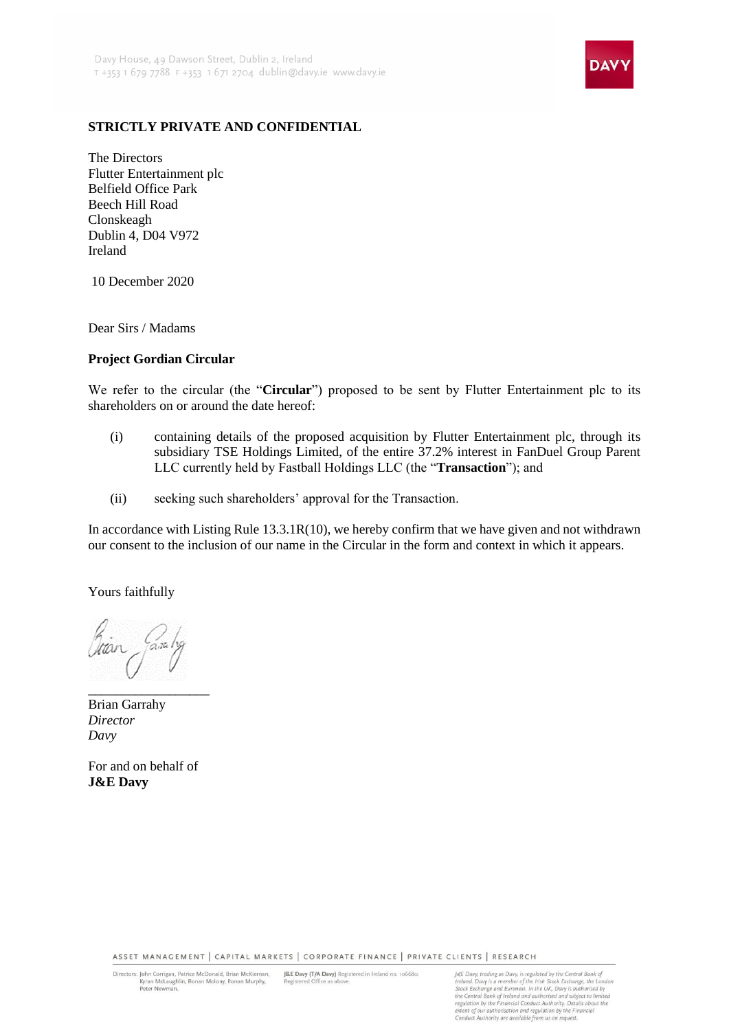Davy House, 49 Dawson Street, Dublin 2, Ireland
T +353 1 679 7788 F +353 1 671 2704 dublin@davy.ie www.davy.ie

DAVY

**STRICTLY PRIVATE AND CONFIDENTIAL**

The Directors
Flutter Entertainment plc
Belfield Office Park
Beech Hill Road
Clonskeagh
Dublin 4, D04 V972
Ireland

10 December 2020

Dear Sirs / Madams

**Project Gordian Circular**

We refer to the circular (the "**Circular**") proposed to be sent by Flutter Entertainment plc to its shareholders on or around the date hereof:

(i) containing details of the proposed acquisition by Flutter Entertainment plc, through its subsidiary TSE Holdings Limited, of the entire 37.2% interest in FanDuel Group Parent LLC currently held by Fastball Holdings LLC (the "**Transaction**"); and

(ii) seeking such shareholders' approval for the Transaction.

In accordance with Listing Rule 13.3.1R(10), we hereby confirm that we have given and not withdrawn our consent to the inclusion of our name in the Circular in the form and context in which it appears.

Yours faithfully

Brian Garrahy
*Director*
*Davy*

For and on behalf of
**J&E Davy**

ASSET MANAGEMENT | CAPITAL MARKETS | CORPORATE FINANCE | PRIVATE CLIENTS | RESEARCH

Directors: John Corrigan, Patrice McDonald, Brian McKiernan, Kyran McLaughlin, Ronan Molony, Ronan Murphy, Peter Newman.

**J&E Davy (T/A Davy)** Registered in Ireland no. 106680. Registered Office as above.

*J&E Davy, trading as Davy, is regulated by the Central Bank of Ireland. Davy is a member of the Irish Stock Exchange, the London Stock Exchange and Euronext. In the UK, Davy is authorised by the Central Bank of Ireland and authorised and subject to limited regulation by the Financial Conduct Authority. Details about the extent of our authorisation and regulation by the Financial Conduct Authority are available from us on request.*